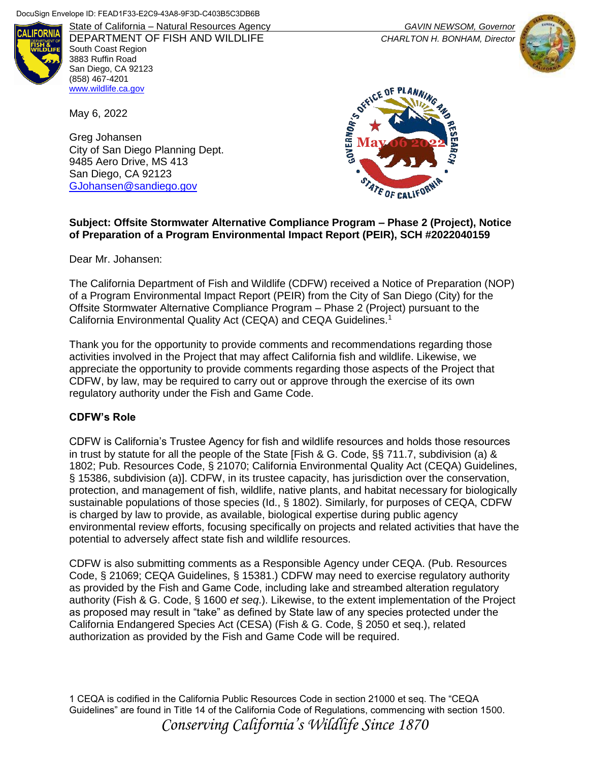DocuSign Envelope ID: FEAD1F33-E2C9-43A8-9F3D-C403B5C3DB6B

State of California – Natural Resources Agency
DEPARTMENT OF FISH AND WILDLIFE
South Coast Region
3883 Ruffin Road
San Diego, CA 92123
(858) 467-4201
www.wildlife.ca.gov

*GAVIN NEWSOM, Governor*
*CHARLTON H. BONHAM, Director*

GOVERNOR'S OFFICE OF PLANNING AND RESEARCH
May 06 2022
STATE OF CALIFORNIA

May 6, 2022

Greg Johansen
City of San Diego Planning Dept.
9485 Aero Drive, MS 413
San Diego, CA 92123
GJohansen@sandiego.gov

**Subject: Offsite Stormwater Alternative Compliance Program – Phase 2 (Project), Notice of Preparation of a Program Environmental Impact Report (PEIR), SCH #2022040159**

Dear Mr. Johansen:

The California Department of Fish and Wildlife (CDFW) received a Notice of Preparation (NOP) of a Program Environmental Impact Report (PEIR) from the City of San Diego (City) for the Offsite Stormwater Alternative Compliance Program – Phase 2 (Project) pursuant to the California Environmental Quality Act (CEQA) and CEQA Guidelines.[1]

Thank you for the opportunity to provide comments and recommendations regarding those activities involved in the Project that may affect California fish and wildlife. Likewise, we appreciate the opportunity to provide comments regarding those aspects of the Project that CDFW, by law, may be required to carry out or approve through the exercise of its own regulatory authority under the Fish and Game Code.

## CDFW's Role

CDFW is California's Trustee Agency for fish and wildlife resources and holds those resources in trust by statute for all the people of the State [Fish & G. Code, §§ 711.7, subdivision (a) & 1802; Pub. Resources Code, § 21070; California Environmental Quality Act (CEQA) Guidelines, § 15386, subdivision (a)]. CDFW, in its trustee capacity, has jurisdiction over the conservation, protection, and management of fish, wildlife, native plants, and habitat necessary for biologically sustainable populations of those species (Id., § 1802). Similarly, for purposes of CEQA, CDFW is charged by law to provide, as available, biological expertise during public agency environmental review efforts, focusing specifically on projects and related activities that have the potential to adversely affect state fish and wildlife resources.

CDFW is also submitting comments as a Responsible Agency under CEQA. (Pub. Resources Code, § 21069; CEQA Guidelines, § 15381.) CDFW may need to exercise regulatory authority as provided by the Fish and Game Code, including lake and streambed alteration regulatory authority (Fish & G. Code, § 1600 *et seq.*). Likewise, to the extent implementation of the Project as proposed may result in "take" as defined by State law of any species protected under the California Endangered Species Act (CESA) (Fish & G. Code, § 2050 et seq.), related authorization as provided by the Fish and Game Code will be required.

1 CEQA is codified in the California Public Resources Code in section 21000 et seq. The "CEQA Guidelines" are found in Title 14 of the California Code of Regulations, commencing with section 1500.

*Conserving California's Wildlife Since 1870*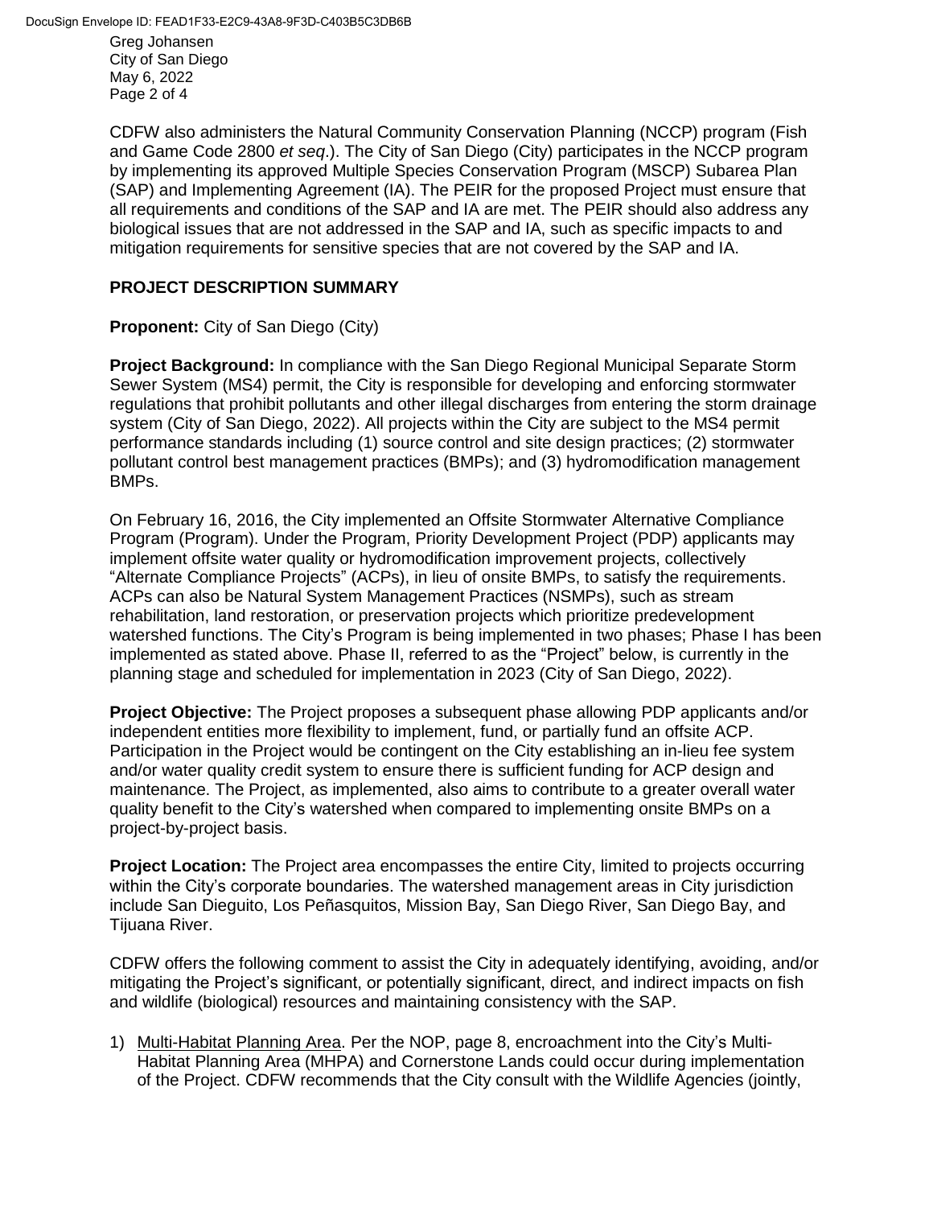CDFW also administers the Natural Community Conservation Planning (NCCP) program (Fish and Game Code 2800 *et seq*.). The City of San Diego (City) participates in the NCCP program by implementing its approved Multiple Species Conservation Program (MSCP) Subarea Plan (SAP) and Implementing Agreement (IA). The PEIR for the proposed Project must ensure that all requirements and conditions of the SAP and IA are met. The PEIR should also address any biological issues that are not addressed in the SAP and IA, such as specific impacts to and mitigation requirements for sensitive species that are not covered by the SAP and IA.

## PROJECT DESCRIPTION SUMMARY

**Proponent:** City of San Diego (City)

**Project Background:** In compliance with the San Diego Regional Municipal Separate Storm Sewer System (MS4) permit, the City is responsible for developing and enforcing stormwater regulations that prohibit pollutants and other illegal discharges from entering the storm drainage system (City of San Diego, 2022). All projects within the City are subject to the MS4 permit performance standards including (1) source control and site design practices; (2) stormwater pollutant control best management practices (BMPs); and (3) hydromodification management BMPs.

On February 16, 2016, the City implemented an Offsite Stormwater Alternative Compliance Program (Program). Under the Program, Priority Development Project (PDP) applicants may implement offsite water quality or hydromodification improvement projects, collectively "Alternate Compliance Projects" (ACPs), in lieu of onsite BMPs, to satisfy the requirements. ACPs can also be Natural System Management Practices (NSMPs), such as stream rehabilitation, land restoration, or preservation projects which prioritize predevelopment watershed functions. The City's Program is being implemented in two phases; Phase I has been implemented as stated above. Phase II, referred to as the "Project" below, is currently in the planning stage and scheduled for implementation in 2023 (City of San Diego, 2022).

**Project Objective:** The Project proposes a subsequent phase allowing PDP applicants and/or independent entities more flexibility to implement, fund, or partially fund an offsite ACP. Participation in the Project would be contingent on the City establishing an in-lieu fee system and/or water quality credit system to ensure there is sufficient funding for ACP design and maintenance. The Project, as implemented, also aims to contribute to a greater overall water quality benefit to the City's watershed when compared to implementing onsite BMPs on a project-by-project basis.

**Project Location:** The Project area encompasses the entire City, limited to projects occurring within the City's corporate boundaries. The watershed management areas in City jurisdiction include San Dieguito, Los Peñasquitos, Mission Bay, San Diego River, San Diego Bay, and Tijuana River.

CDFW offers the following comment to assist the City in adequately identifying, avoiding, and/or mitigating the Project's significant, or potentially significant, direct, and indirect impacts on fish and wildlife (biological) resources and maintaining consistency with the SAP.

1) <u>Multi-Habitat Planning Area</u>. Per the NOP, page 8, encroachment into the City's Multi-Habitat Planning Area (MHPA) and Cornerstone Lands could occur during implementation of the Project. CDFW recommends that the City consult with the Wildlife Agencies (jointly,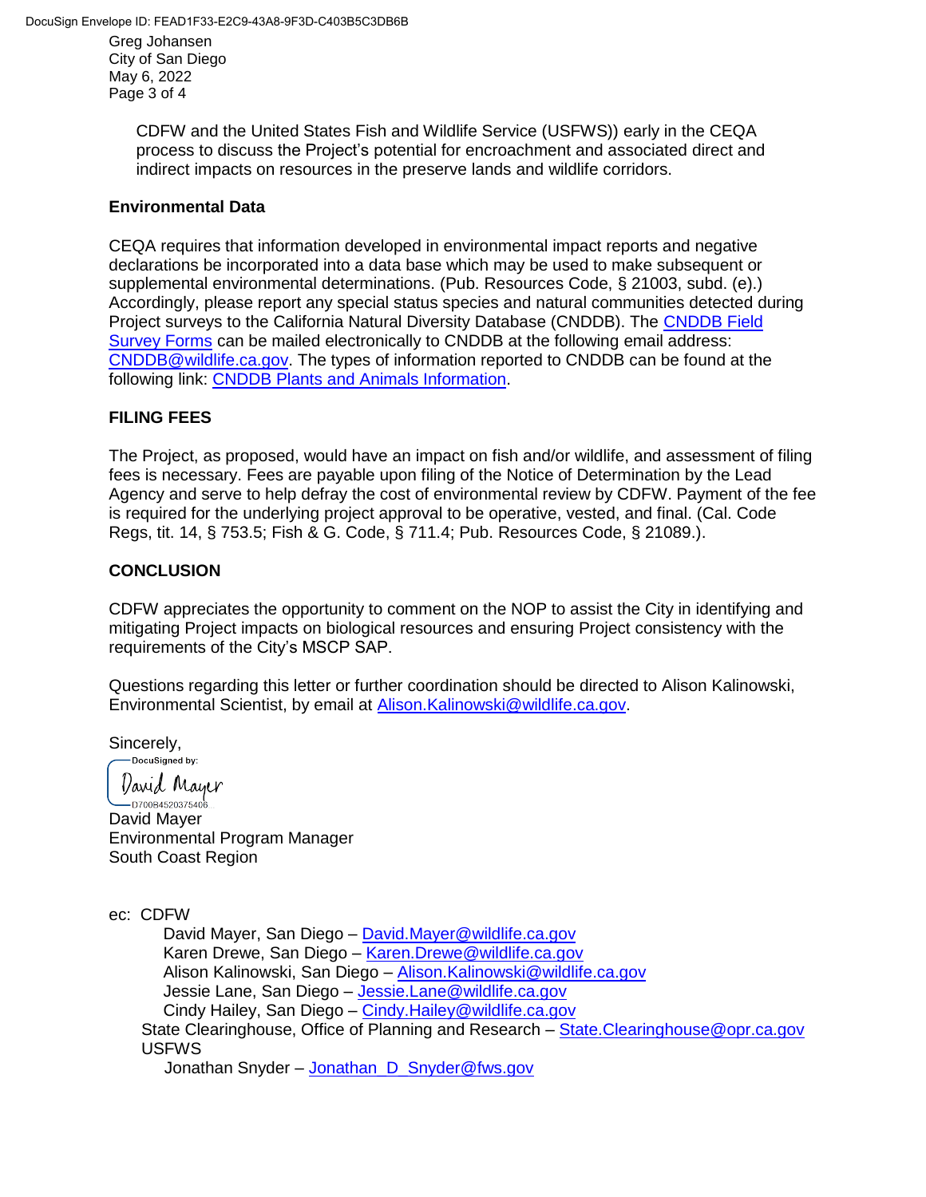CDFW and the United States Fish and Wildlife Service (USFWS)) early in the CEQA process to discuss the Project's potential for encroachment and associated direct and indirect impacts on resources in the preserve lands and wildlife corridors.

**Environmental Data**

CEQA requires that information developed in environmental impact reports and negative declarations be incorporated into a data base which may be used to make subsequent or supplemental environmental determinations. (Pub. Resources Code, § 21003, subd. (e).) Accordingly, please report any special status species and natural communities detected during Project surveys to the California Natural Diversity Database (CNDDB). The CNDDB Field Survey Forms can be mailed electronically to CNDDB at the following email address: CNDDB@wildlife.ca.gov. The types of information reported to CNDDB can be found at the following link: CNDDB Plants and Animals Information.

**FILING FEES**

The Project, as proposed, would have an impact on fish and/or wildlife, and assessment of filing fees is necessary. Fees are payable upon filing of the Notice of Determination by the Lead Agency and serve to help defray the cost of environmental review by CDFW. Payment of the fee is required for the underlying project approval to be operative, vested, and final. (Cal. Code Regs, tit. 14, § 753.5; Fish & G. Code, § 711.4; Pub. Resources Code, § 21089.).

**CONCLUSION**

CDFW appreciates the opportunity to comment on the NOP to assist the City in identifying and mitigating Project impacts on biological resources and ensuring Project consistency with the requirements of the City's MSCP SAP.

Questions regarding this letter or further coordination should be directed to Alison Kalinowski, Environmental Scientist, by email at Alison.Kalinowski@wildlife.ca.gov.

Sincerely,

DocuSigned by:
David Mayer
D700B4520375406...

David Mayer
Environmental Program Manager
South Coast Region

ec: CDFW
  David Mayer, San Diego – David.Mayer@wildlife.ca.gov
  Karen Drewe, San Diego – Karen.Drewe@wildlife.ca.gov
  Alison Kalinowski, San Diego – Alison.Kalinowski@wildlife.ca.gov
  Jessie Lane, San Diego – Jessie.Lane@wildlife.ca.gov
  Cindy Hailey, San Diego – Cindy.Hailey@wildlife.ca.gov
State Clearinghouse, Office of Planning and Research – State.Clearinghouse@opr.ca.gov
USFWS
  Jonathan Snyder – Jonathan_D_Snyder@fws.gov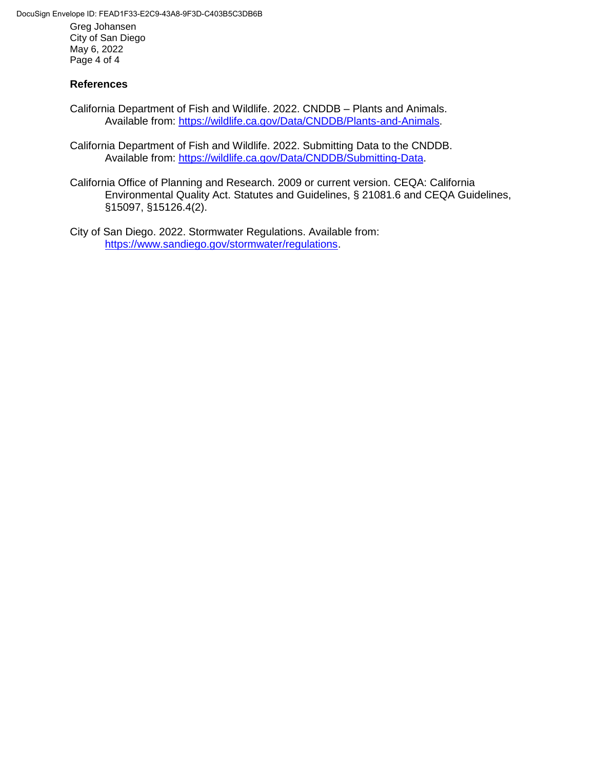## References

California Department of Fish and Wildlife. 2022. CNDDB – Plants and Animals. Available from: https://wildlife.ca.gov/Data/CNDDB/Plants-and-Animals.

California Department of Fish and Wildlife. 2022. Submitting Data to the CNDDB. Available from: https://wildlife.ca.gov/Data/CNDDB/Submitting-Data.

California Office of Planning and Research. 2009 or current version. CEQA: California Environmental Quality Act. Statutes and Guidelines, § 21081.6 and CEQA Guidelines, §15097, §15126.4(2).

City of San Diego. 2022. Stormwater Regulations. Available from: https://www.sandiego.gov/stormwater/regulations.